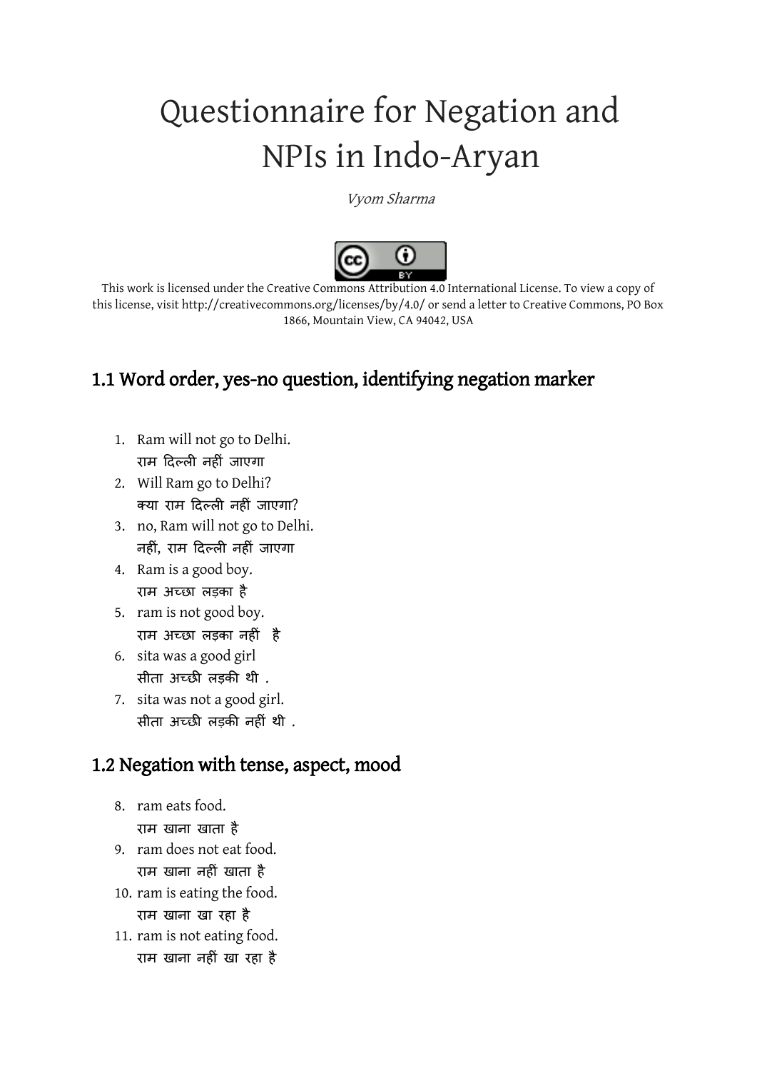# Questionnaire for Negation and NPIs in Indo-Aryan

*Vyom Sharma*

This work is licensed under the Creative Commons Attribution 4.0 International License. To view a copy of this license, visit http://creativecommons.org/licenses/by/4.0/ or send a letter to Creative Commons, PO Box 1866, Mountain View, CA 94042, USA

## 1.1 Word order, yes-no question, identifying negation marker

1. Ram will not go to Delhi.
   राम दिल्ली नहीं जाएगा
2. Will Ram go to Delhi?
   क्या राम दिल्ली नहीं जाएगा?
3. no, Ram will not go to Delhi.
   नहीं, राम दिल्ली नहीं जाएगा
4. Ram is a good boy.
   राम अच्छा लड़का है
5. ram is not good boy.
   राम अच्छा लड़का नहीं है
6. sita was a good girl
   सीता अच्छी लड़की थी .
7. sita was not a good girl.
   सीता अच्छी लड़की नहीं थी .

## 1.2 Negation with tense, aspect, mood

8. ram eats food.
   राम खाना खाता है
9. ram does not eat food.
   राम खाना नहीं खाता है
10. ram is eating the food.
    राम खाना खा रहा है
11. ram is not eating food.
    राम खाना नहीं खा रहा है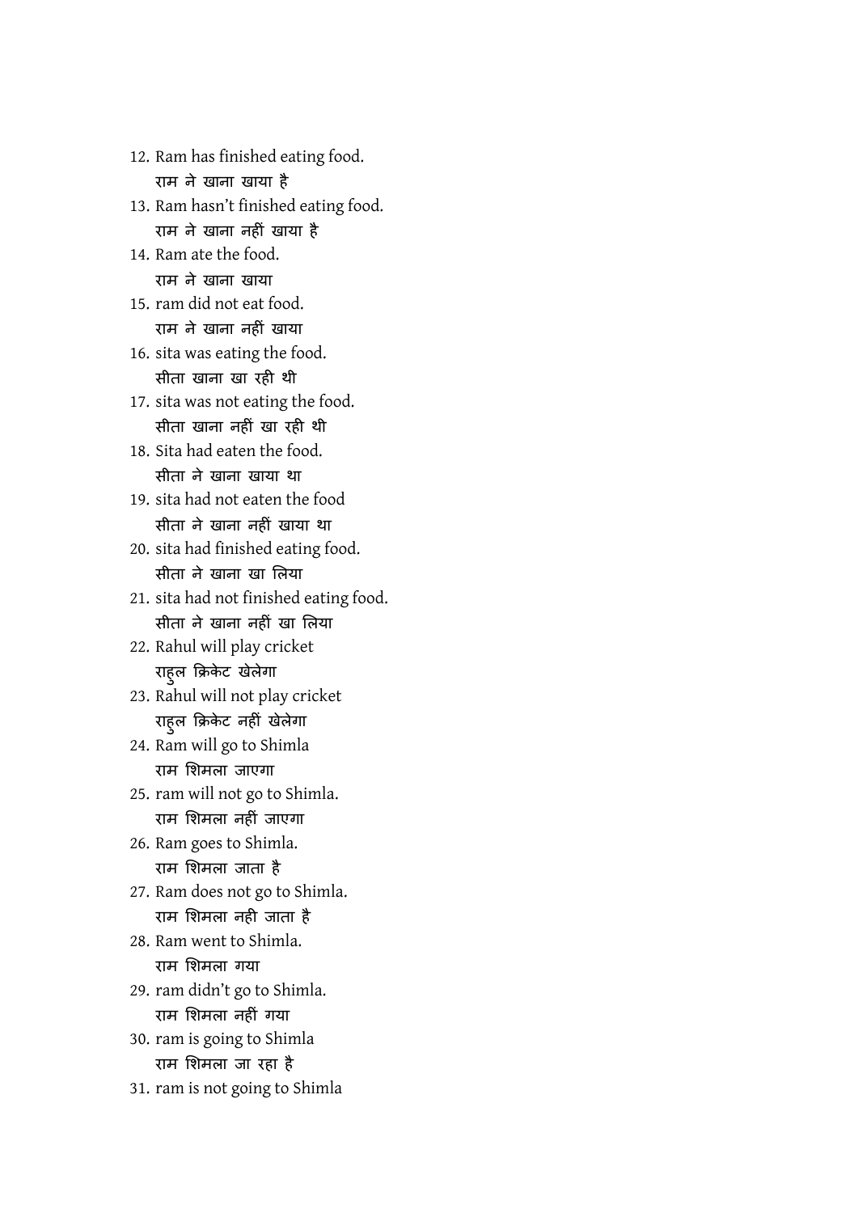12. Ram has finished eating food.
    राम ने खाना खाया है
13. Ram hasn't finished eating food.
    राम ने खाना नहीं खाया है
14. Ram ate the food.
    राम ने खाना खाया
15. ram did not eat food.
    राम ने खाना नहीं खाया
16. sita was eating the food.
    सीता खाना खा रही थी
17. sita was not eating the food.
    सीता खाना नहीं खा रही थी
18. Sita had eaten the food.
    सीता ने खाना खाया था
19. sita had not eaten the food
    सीता ने खाना नहीं खाया था
20. sita had finished eating food.
    सीता ने खाना खा लिया
21. sita had not finished eating food.
    सीता ने खाना नहीं खा लिया
22. Rahul will play cricket
    राहुल क्रिकेट खेलेगा
23. Rahul will not play cricket
    राहुल क्रिकेट नहीं खेलेगा
24. Ram will go to Shimla
    राम शिमला जाएगा
25. ram will not go to Shimla.
    राम शिमला नहीं जाएगा
26. Ram goes to Shimla.
    राम शिमला जाता है
27. Ram does not go to Shimla.
    राम शिमला नही जाता है
28. Ram went to Shimla.
    राम शिमला गया
29. ram didn't go to Shimla.
    राम शिमला नहीं गया
30. ram is going to Shimla
    राम शिमला जा रहा है
31. ram is not going to Shimla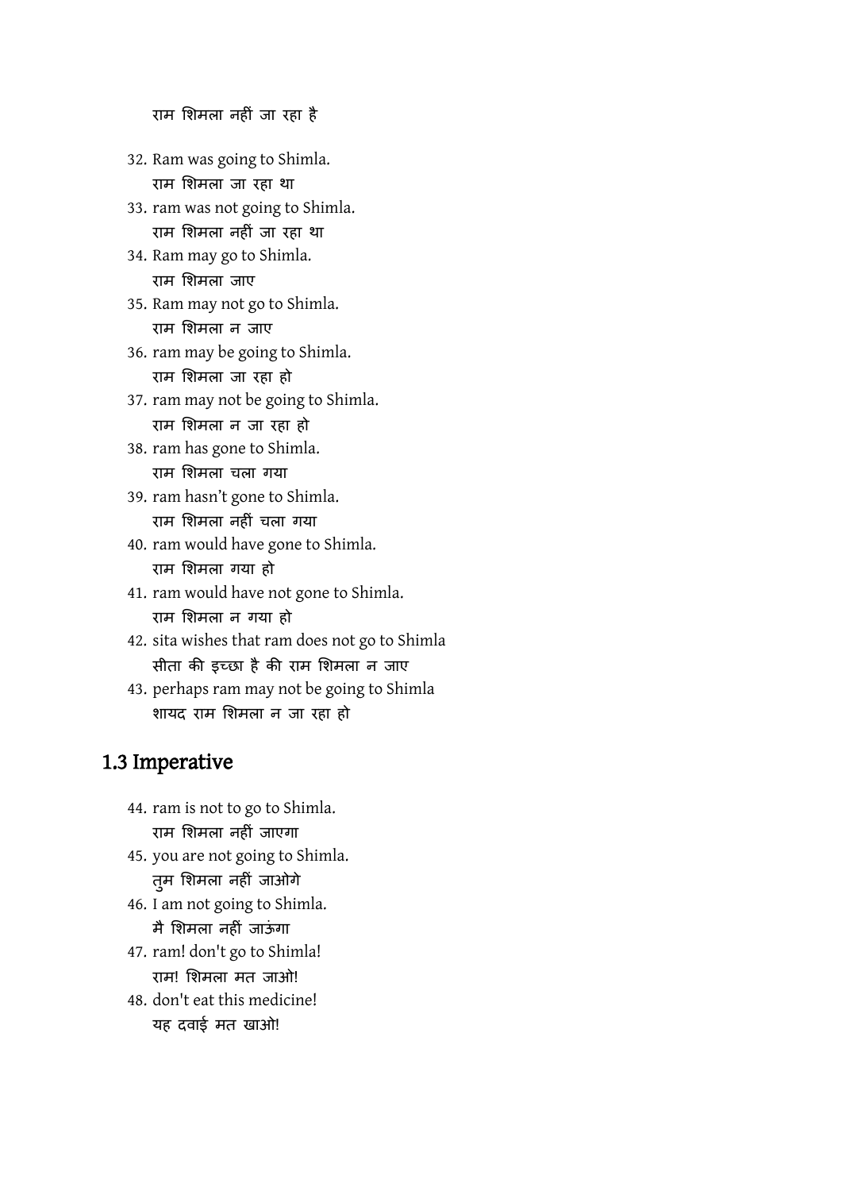राम शिमला नहीं जा रहा है

32. Ram was going to Shimla.
    राम शिमला जा रहा था
33. ram was not going to Shimla.
    राम शिमला नहीं जा रहा था
34. Ram may go to Shimla.
    राम शिमला जाए
35. Ram may not go to Shimla.
    राम शिमला न जाए
36. ram may be going to Shimla.
    राम शिमला जा रहा हो
37. ram may not be going to Shimla.
    राम शिमला न जा रहा हो
38. ram has gone to Shimla.
    राम शिमला चला गया
39. ram hasn't gone to Shimla.
    राम शिमला नहीं चला गया
40. ram would have gone to Shimla.
    राम शिमला गया हो
41. ram would have not gone to Shimla.
    राम शिमला न गया हो
42. sita wishes that ram does not go to Shimla
    सीता की इच्छा है की राम शिमला न जाए
43. perhaps ram may not be going to Shimla
    शायद राम शिमला न जा रहा हो

## 1.3 Imperative

44. ram is not to go to Shimla.
    राम शिमला नहीं जाएगा
45. you are not going to Shimla.
    तुम शिमला नहीं जाओगे
46. I am not going to Shimla.
    मै शिमला नहीं जाऊंगा
47. ram! don't go to Shimla!
    राम! शिमला मत जाओ!
48. don't eat this medicine!
    यह दवाई मत खाओ!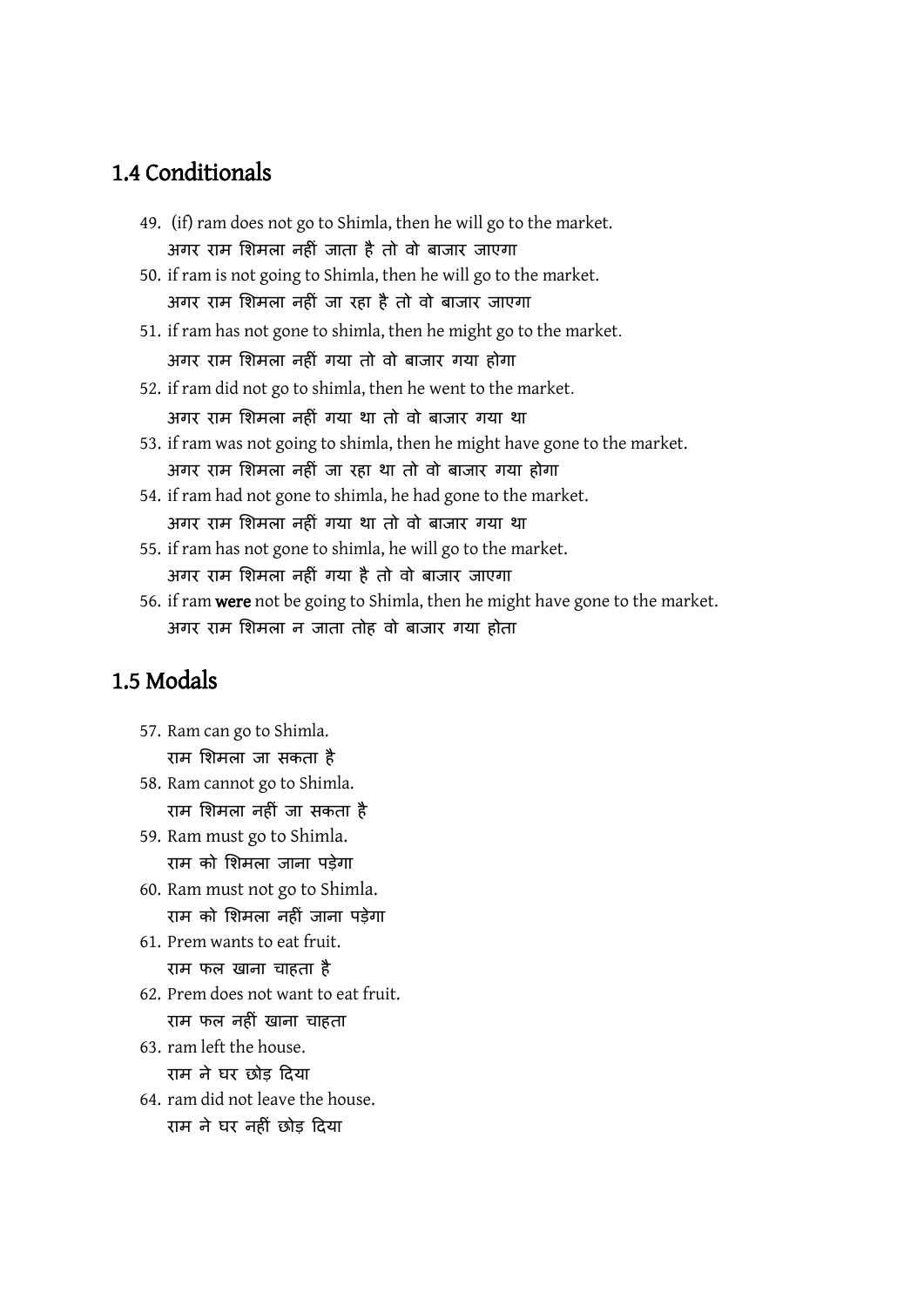## 1.4 Conditionals

49. (if) ram does not go to Shimla, then he will go to the market.
    अगर राम शिमला नहीं जाता है तो वो बाजार जाएगा
50. if ram is not going to Shimla, then he will go to the market.
    अगर राम शिमला नहीं जा रहा है तो वो बाजार जाएगा
51. if ram has not gone to shimla, then he might go to the market.
    अगर राम शिमला नहीं गया तो वो बाजार गया होगा
52. if ram did not go to shimla, then he went to the market.
    अगर राम शिमला नहीं गया था तो वो बाजार गया था
53. if ram was not going to shimla, then he might have gone to the market.
    अगर राम शिमला नहीं जा रहा था तो वो बाजार गया होगा
54. if ram had not gone to shimla, he had gone to the market.
    अगर राम शिमला नहीं गया था तो वो बाजार गया था
55. if ram has not gone to shimla, he will go to the market.
    अगर राम शिमला नहीं गया है तो वो बाजार जाएगा
56. if ram **were** not be going to Shimla, then he might have gone to the market.
    अगर राम शिमला न जाता तोह वो बाजार गया होता

## 1.5 Modals

57. Ram can go to Shimla.
    राम शिमला जा सकता है
58. Ram cannot go to Shimla.
    राम शिमला नहीं जा सकता है
59. Ram must go to Shimla.
    राम को शिमला जाना पड़ेगा
60. Ram must not go to Shimla.
    राम को शिमला नहीं जाना पड़ेगा
61. Prem wants to eat fruit.
    राम फल खाना चाहता है
62. Prem does not want to eat fruit.
    राम फल नहीं खाना चाहता
63. ram left the house.
    राम ने घर छोड़ दिया
64. ram did not leave the house.
    राम ने घर नहीं छोड़ दिया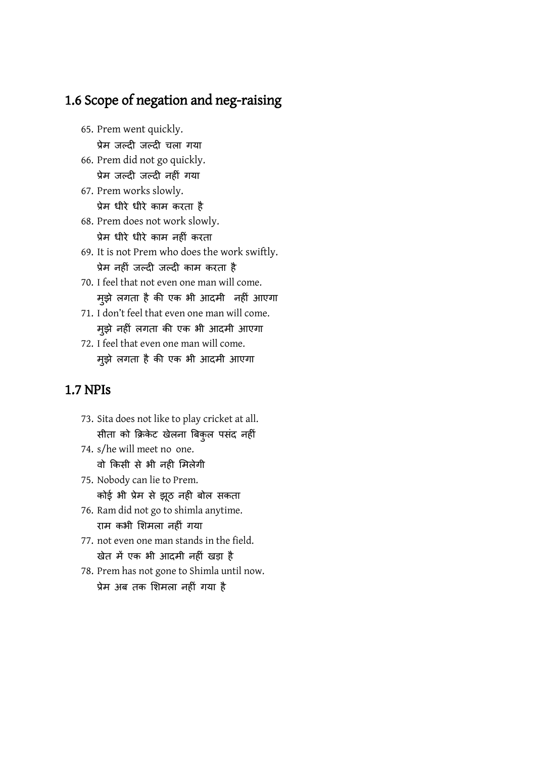## 1.6 Scope of negation and neg-raising

65. Prem went quickly.
    प्रेम जल्दी जल्दी चला गया
66. Prem did not go quickly.
    प्रेम जल्दी जल्दी नहीं गया
67. Prem works slowly.
    प्रेम धीरे धीरे काम करता है
68. Prem does not work slowly.
    प्रेम धीरे धीरे काम नहीं करता
69. It is not Prem who does the work swiftly.
    प्रेम नहीं जल्दी जल्दी काम करता है
70. I feel that not even one man will come.
    मुझे लगता है की एक भी आदमी  नहीं आएगा
71. I don't feel that even one man will come.
    मुझे नहीं लगता की एक भी आदमी आएगा
72. I feel that even one man will come.
    मुझे लगता है की एक भी आदमी आएगा

## 1.7 NPIs

73. Sita does not like to play cricket at all.
    सीता को क्रिकेट खेलना बिकुल पसंद नहीं
74. s/he will meet no  one.
    वो किसी से भी नही मिलेगी
75. Nobody can lie to Prem.
    कोई भी प्रेम से झूठ नही बोल सकता
76. Ram did not go to shimla anytime.
    राम कभी शिमला नहीं गया
77. not even one man stands in the field.
    खेत में एक भी आदमी नहीं खड़ा है
78. Prem has not gone to Shimla until now.
    प्रेम अब तक शिमला नहीं गया है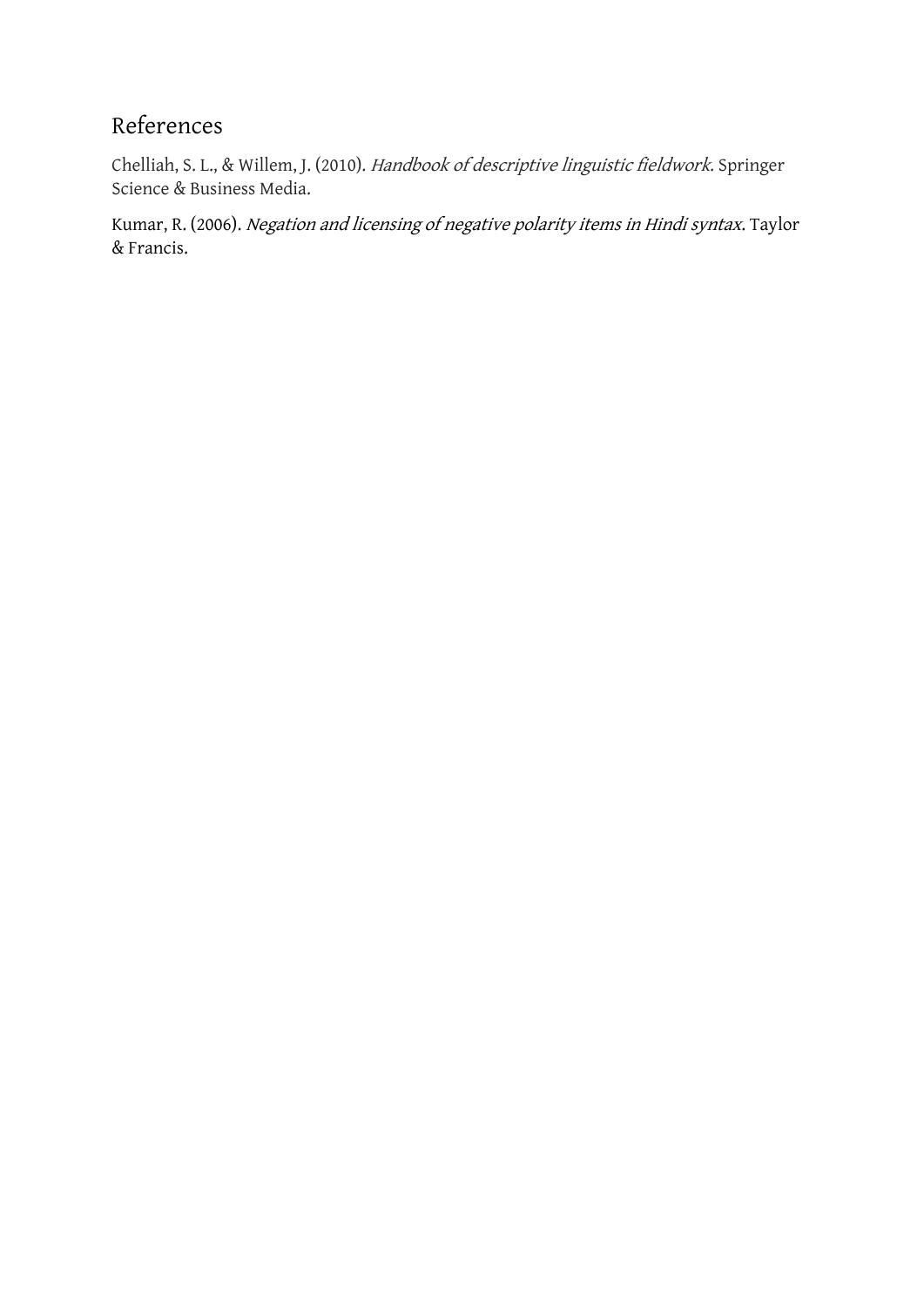# References

Chelliah, S. L., & Willem, J. (2010). *Handbook of descriptive linguistic fieldwork*. Springer Science & Business Media.

Kumar, R. (2006). *Negation and licensing of negative polarity items in Hindi syntax*. Taylor & Francis.